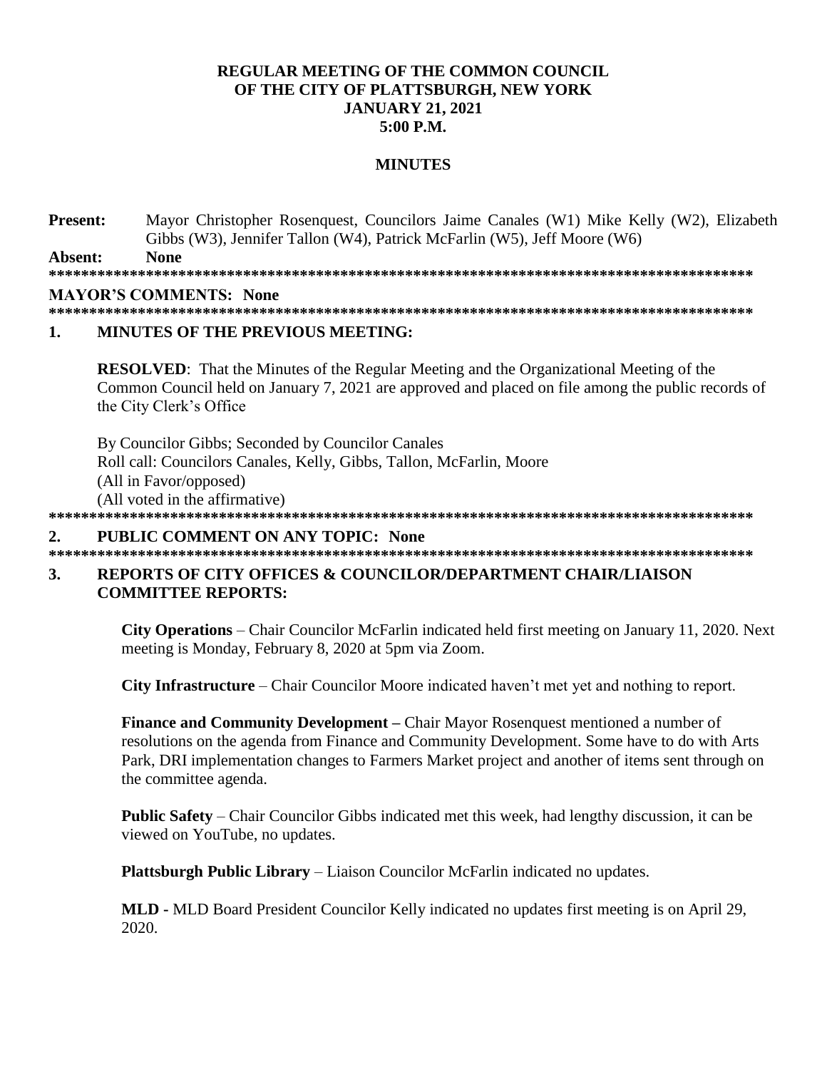**REGULAR MEETING OF THE COMMON COUNCIL**
**OF THE CITY OF PLATTSBURGH, NEW YORK**
**JANUARY 21, 2021**
**5:00 P.M.**

**MINUTES**

**Present:** Mayor Christopher Rosenquest, Councilors Jaime Canales (W1) Mike Kelly (W2), Elizabeth Gibbs (W3), Jennifer Tallon (W4), Patrick McFarlin (W5), Jeff Moore (W6)

**Absent:** **None**

******************************************************************************************

**MAYOR'S COMMENTS: None**

******************************************************************************************

**1. MINUTES OF THE PREVIOUS MEETING:**

**RESOLVED**: That the Minutes of the Regular Meeting and the Organizational Meeting of the Common Council held on January 7, 2021 are approved and placed on file among the public records of the City Clerk's Office

By Councilor Gibbs; Seconded by Councilor Canales
Roll call: Councilors Canales, Kelly, Gibbs, Tallon, McFarlin, Moore
(All in Favor/opposed)
(All voted in the affirmative)

******************************************************************************************

**2. PUBLIC COMMENT ON ANY TOPIC: None**

******************************************************************************************

**3. REPORTS OF CITY OFFICES & COUNCILOR/DEPARTMENT CHAIR/LIAISON COMMITTEE REPORTS:**

**City Operations** – Chair Councilor McFarlin indicated held first meeting on January 11, 2020. Next meeting is Monday, February 8, 2020 at 5pm via Zoom.

**City Infrastructure** – Chair Councilor Moore indicated haven't met yet and nothing to report.

**Finance and Community Development –** Chair Mayor Rosenquest mentioned a number of resolutions on the agenda from Finance and Community Development. Some have to do with Arts Park, DRI implementation changes to Farmers Market project and another of items sent through on the committee agenda.

**Public Safety** – Chair Councilor Gibbs indicated met this week, had lengthy discussion, it can be viewed on YouTube, no updates.

**Plattsburgh Public Library** – Liaison Councilor McFarlin indicated no updates.

**MLD -** MLD Board President Councilor Kelly indicated no updates first meeting is on April 29, 2020.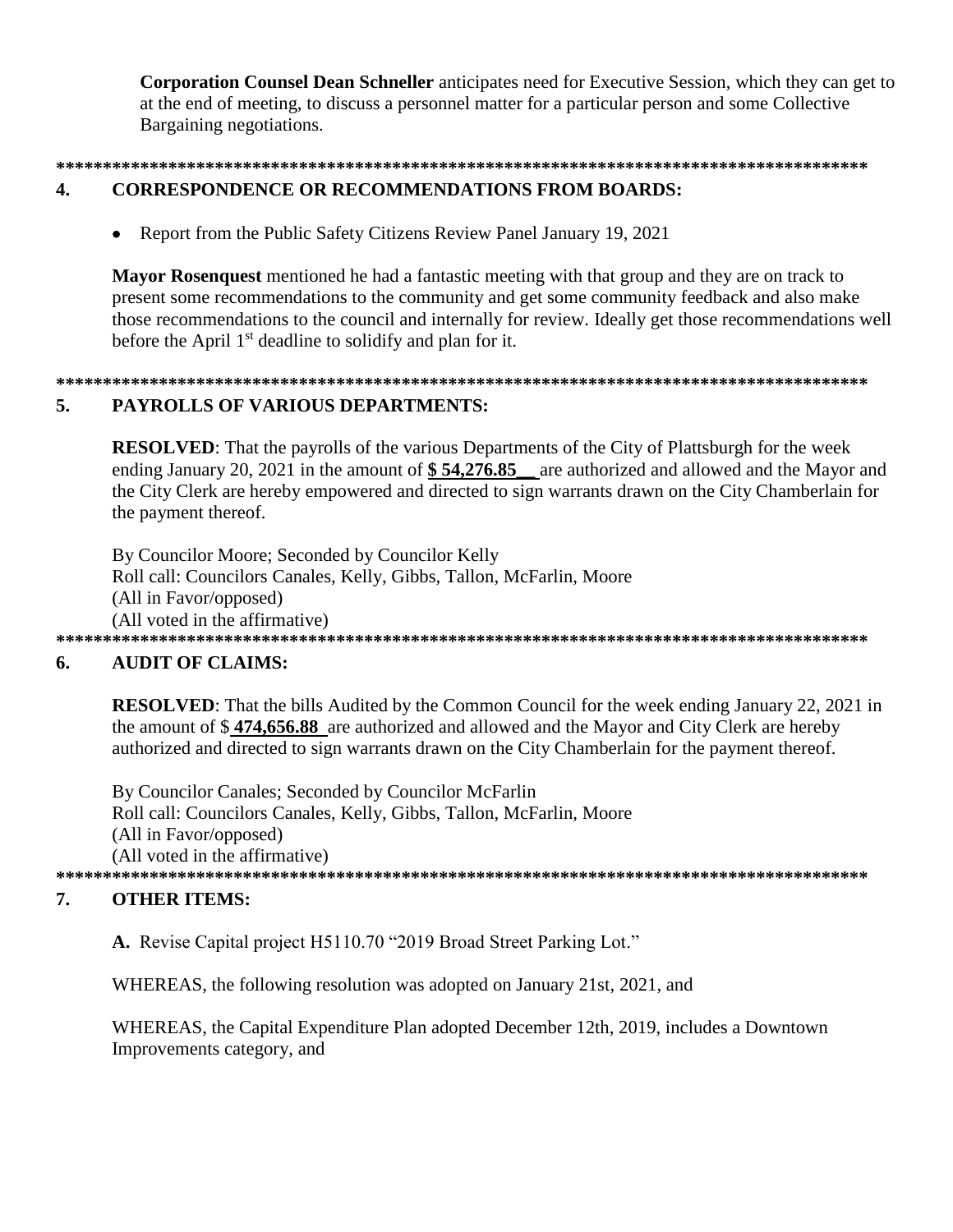**Corporation Counsel Dean Schneller** anticipates need for Executive Session, which they can get to at the end of meeting, to discuss a personnel matter for a particular person and some Collective Bargaining negotiations.

*****************************************************************************************

## 4. CORRESPONDENCE OR RECOMMENDATIONS FROM BOARDS:

- Report from the Public Safety Citizens Review Panel January 19, 2021

**Mayor Rosenquest** mentioned he had a fantastic meeting with that group and they are on track to present some recommendations to the community and get some community feedback and also make those recommendations to the council and internally for review. Ideally get those recommendations well before the April 1st deadline to solidify and plan for it.

*****************************************************************************************

## 5. PAYROLLS OF VARIOUS DEPARTMENTS:

**RESOLVED**: That the payrolls of the various Departments of the City of Plattsburgh for the week ending January 20, 2021 in the amount of **$ 54,276.85__** are authorized and allowed and the Mayor and the City Clerk are hereby empowered and directed to sign warrants drawn on the City Chamberlain for the payment thereof.

By Councilor Moore; Seconded by Councilor Kelly
Roll call: Councilors Canales, Kelly, Gibbs, Tallon, McFarlin, Moore
(All in Favor/opposed)
(All voted in the affirmative)

*****************************************************************************************

## 6. AUDIT OF CLAIMS:

**RESOLVED**: That the bills Audited by the Common Council for the week ending January 22, 2021 in the amount of $ **474,656.88** are authorized and allowed and the Mayor and City Clerk are hereby authorized and directed to sign warrants drawn on the City Chamberlain for the payment thereof.

By Councilor Canales; Seconded by Councilor McFarlin
Roll call: Councilors Canales, Kelly, Gibbs, Tallon, McFarlin, Moore
(All in Favor/opposed)
(All voted in the affirmative)

*****************************************************************************************

## 7. OTHER ITEMS:

**A.** Revise Capital project H5110.70 "2019 Broad Street Parking Lot."

WHEREAS, the following resolution was adopted on January 21st, 2021, and

WHEREAS, the Capital Expenditure Plan adopted December 12th, 2019, includes a Downtown Improvements category, and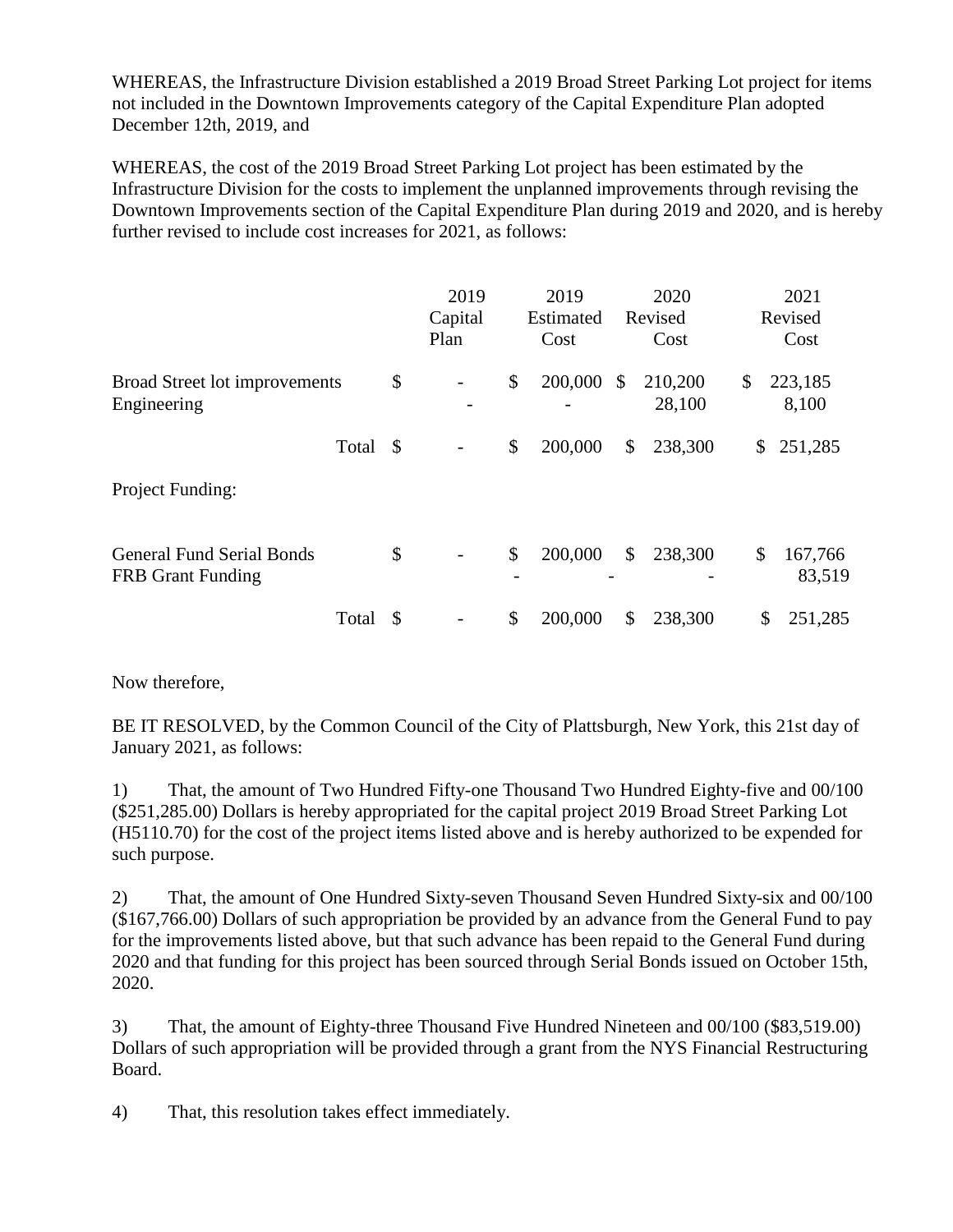WHEREAS, the Infrastructure Division established a 2019 Broad Street Parking Lot project for items not included in the Downtown Improvements category of the Capital Expenditure Plan adopted December 12th, 2019, and

WHEREAS, the cost of the 2019 Broad Street Parking Lot project has been estimated by the Infrastructure Division for the costs to implement the unplanned improvements through revising the Downtown Improvements section of the Capital Expenditure Plan during 2019 and 2020, and is hereby further revised to include cost increases for 2021, as follows:

| | 2019 Capital Plan | 2019 Estimated Cost | 2020 Revised Cost | 2021 Revised Cost |
|---|---|---|---|---|
| Broad Street lot improvements | $ - | $ 200,000 | $ 210,200 | $ 223,185 |
| Engineering | - | - | 28,100 | 8,100 |
| Total | $ - | $ 200,000 | $ 238,300 | $ 251,285 |
| **Project Funding:** | | | | |
| General Fund Serial Bonds | $ - | $ 200,000 | $ 238,300 | $ 167,766 |
| FRB Grant Funding | | - | - | 83,519 |
| Total | $ - | $ 200,000 | $ 238,300 | $ 251,285 |

Now therefore,

BE IT RESOLVED, by the Common Council of the City of Plattsburgh, New York, this 21st day of January 2021, as follows:

1) That, the amount of Two Hundred Fifty-one Thousand Two Hundred Eighty-five and 00/100 ($251,285.00) Dollars is hereby appropriated for the capital project 2019 Broad Street Parking Lot (H5110.70) for the cost of the project items listed above and is hereby authorized to be expended for such purpose.

2) That, the amount of One Hundred Sixty-seven Thousand Seven Hundred Sixty-six and 00/100 ($167,766.00) Dollars of such appropriation be provided by an advance from the General Fund to pay for the improvements listed above, but that such advance has been repaid to the General Fund during 2020 and that funding for this project has been sourced through Serial Bonds issued on October 15th, 2020.

3) That, the amount of Eighty-three Thousand Five Hundred Nineteen and 00/100 ($83,519.00) Dollars of such appropriation will be provided through a grant from the NYS Financial Restructuring Board.

4) That, this resolution takes effect immediately.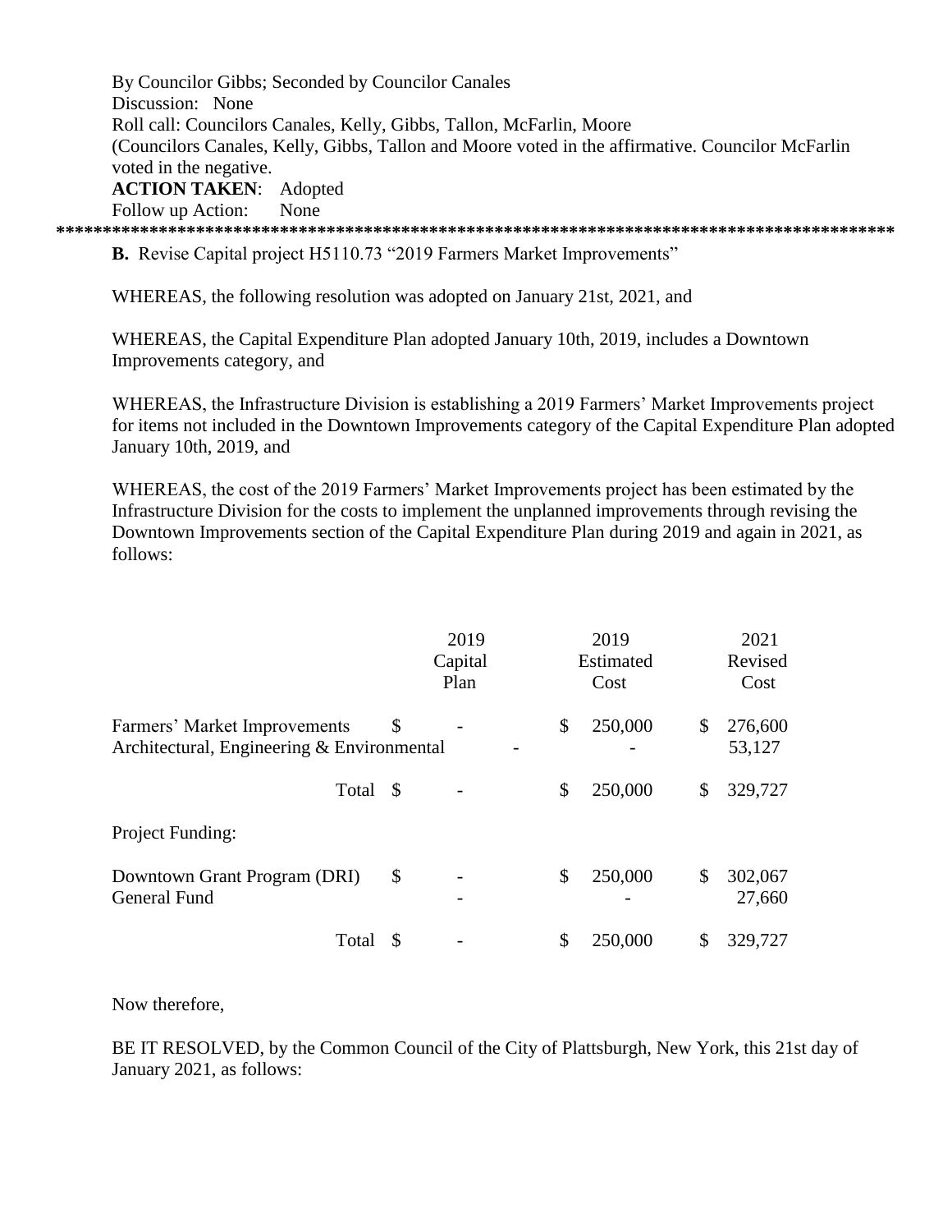By Councilor Gibbs; Seconded by Councilor Canales
Discussion: None
Roll call: Councilors Canales, Kelly, Gibbs, Tallon, McFarlin, Moore
(Councilors Canales, Kelly, Gibbs, Tallon and Moore voted in the affirmative. Councilor McFarlin voted in the negative.
**ACTION TAKEN**: Adopted
Follow up Action: None

*****************************************************************************************

**B.** Revise Capital project H5110.73 "2019 Farmers Market Improvements"

WHEREAS, the following resolution was adopted on January 21st, 2021, and

WHEREAS, the Capital Expenditure Plan adopted January 10th, 2019, includes a Downtown Improvements category, and

WHEREAS, the Infrastructure Division is establishing a 2019 Farmers' Market Improvements project for items not included in the Downtown Improvements category of the Capital Expenditure Plan adopted January 10th, 2019, and

WHEREAS, the cost of the 2019 Farmers' Market Improvements project has been estimated by the Infrastructure Division for the costs to implement the unplanned improvements through revising the Downtown Improvements section of the Capital Expenditure Plan during 2019 and again in 2021, as follows:

| | 2019 Capital Plan | 2019 Estimated Cost | 2021 Revised Cost |
|---|---|---|---|
| Farmers' Market Improvements | $ - | $ 250,000 | $ 276,600 |
| Architectural, Engineering & Environmental | - | - | 53,127 |
| Total | $ - | $ 250,000 | $ 329,727 |
| Project Funding: | | | |
| Downtown Grant Program (DRI) | $ - | $ 250,000 | $ 302,067 |
| General Fund | - | - | 27,660 |
| Total | $ - | $ 250,000 | $ 329,727 |

Now therefore,

BE IT RESOLVED, by the Common Council of the City of Plattsburgh, New York, this 21st day of January 2021, as follows: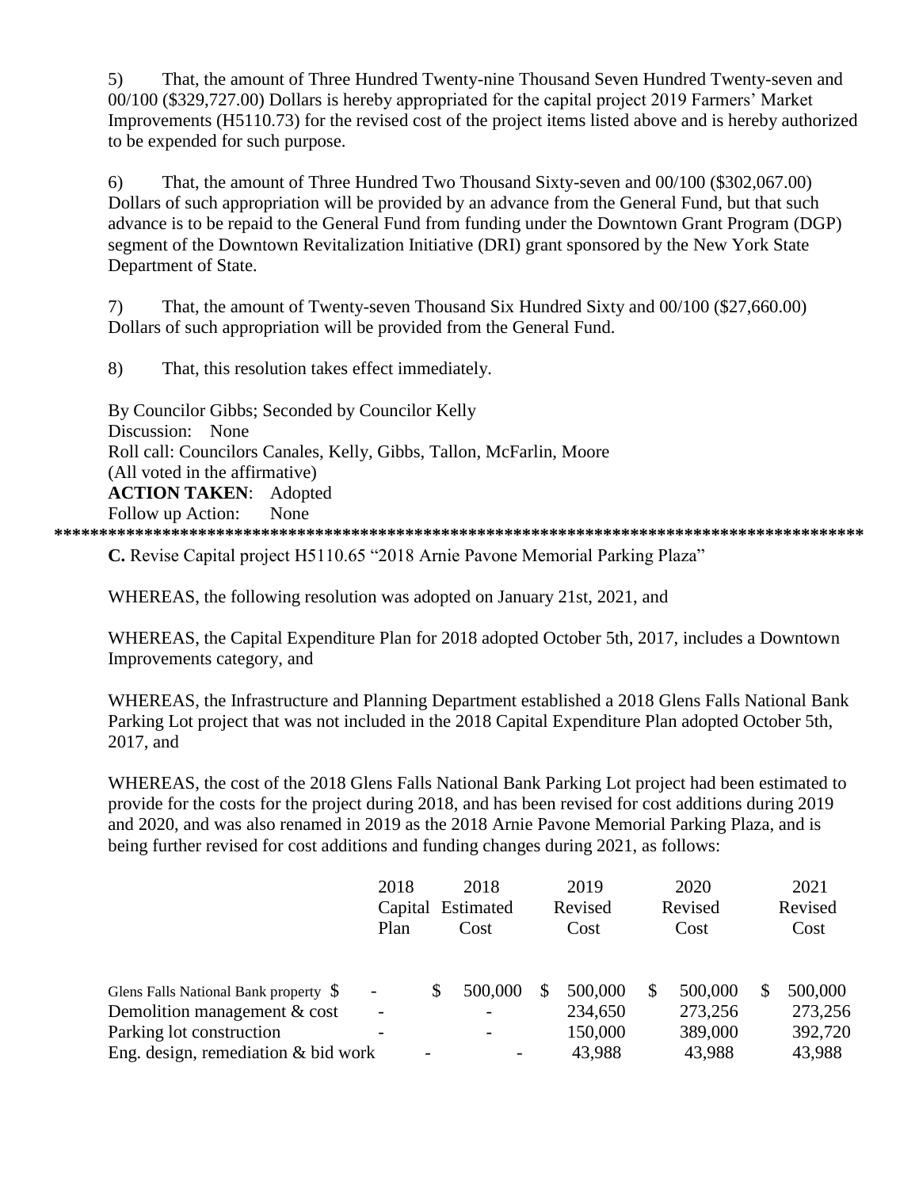5) That, the amount of Three Hundred Twenty-nine Thousand Seven Hundred Twenty-seven and 00/100 ($329,727.00) Dollars is hereby appropriated for the capital project 2019 Farmers' Market Improvements (H5110.73) for the revised cost of the project items listed above and is hereby authorized to be expended for such purpose.

6) That, the amount of Three Hundred Two Thousand Sixty-seven and 00/100 ($302,067.00) Dollars of such appropriation will be provided by an advance from the General Fund, but that such advance is to be repaid to the General Fund from funding under the Downtown Grant Program (DGP) segment of the Downtown Revitalization Initiative (DRI) grant sponsored by the New York State Department of State.

7) That, the amount of Twenty-seven Thousand Six Hundred Sixty and 00/100 ($27,660.00) Dollars of such appropriation will be provided from the General Fund.

8) That, this resolution takes effect immediately.

By Councilor Gibbs; Seconded by Councilor Kelly
Discussion: None
Roll call: Councilors Canales, Kelly, Gibbs, Tallon, McFarlin, Moore
(All voted in the affirmative)
**ACTION TAKEN**: Adopted
Follow up Action: None

*****************************************************************************************

**C.** Revise Capital project H5110.65 "2018 Arnie Pavone Memorial Parking Plaza"

WHEREAS, the following resolution was adopted on January 21st, 2021, and

WHEREAS, the Capital Expenditure Plan for 2018 adopted October 5th, 2017, includes a Downtown Improvements category, and

WHEREAS, the Infrastructure and Planning Department established a 2018 Glens Falls National Bank Parking Lot project that was not included in the 2018 Capital Expenditure Plan adopted October 5th, 2017, and

WHEREAS, the cost of the 2018 Glens Falls National Bank Parking Lot project had been estimated to provide for the costs for the project during 2018, and has been revised for cost additions during 2019 and 2020, and was also renamed in 2019 as the 2018 Arnie Pavone Memorial Parking Plaza, and is being further revised for cost additions and funding changes during 2021, as follows:

| | 2018 Capital Plan | 2018 Estimated Cost | 2019 Revised Cost | 2020 Revised Cost | 2021 Revised Cost |
|---|---|---|---|---|---|
| Glens Falls National Bank property | $ - | $ 500,000 | $ 500,000 | $ 500,000 | $ 500,000 |
| Demolition management & cost | - | - | 234,650 | 273,256 | 273,256 |
| Parking lot construction | - | - | 150,000 | 389,000 | 392,720 |
| Eng. design, remediation & bid work | - | - | 43,988 | 43,988 | 43,988 |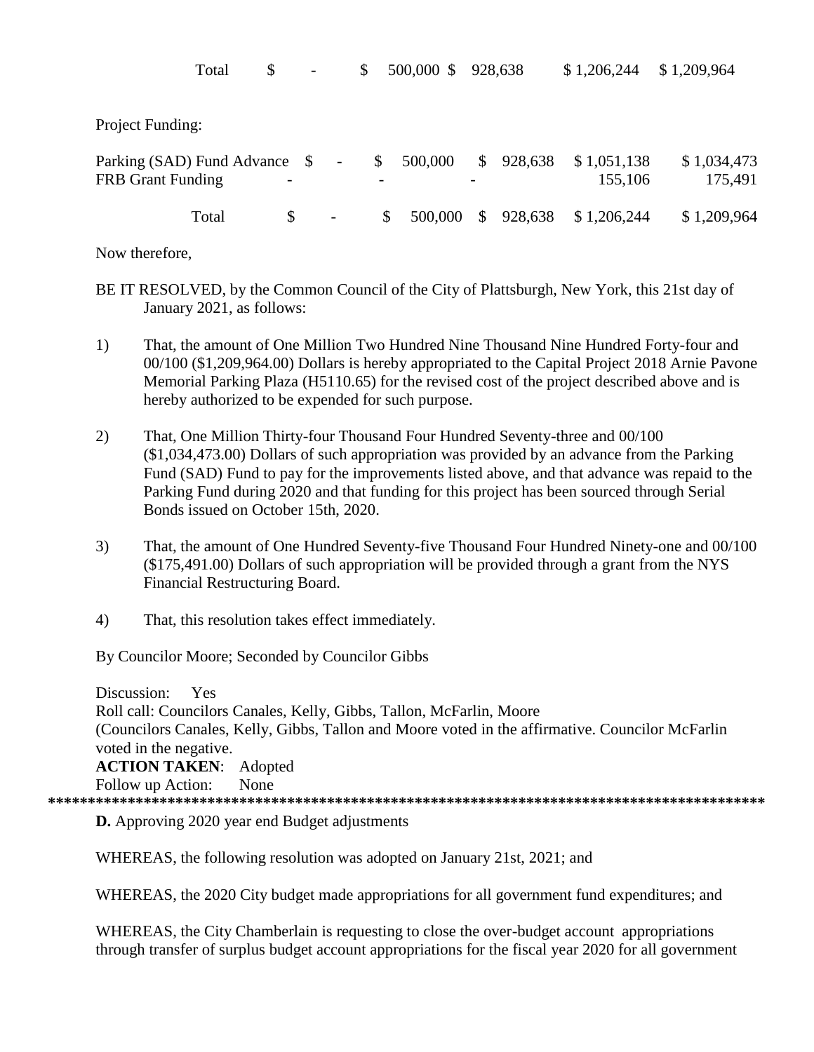| | | | | | |
|---|---|---|---|---|---|
| Total | $ - | $ 500,000 | $ 928,638 | $ 1,206,244 | $ 1,209,964 |

Project Funding:

| | | | | | |
|---|---|---|---|---|---|
| Parking (SAD) Fund Advance | $ - | $ 500,000 | $ 928,638 | $ 1,051,138 | $ 1,034,473 |
| FRB Grant Funding | - | - | - | 155,106 | 175,491 |
| Total | $ - | $ 500,000 | $ 928,638 | $ 1,206,244 | $ 1,209,964 |

Now therefore,

BE IT RESOLVED, by the Common Council of the City of Plattsburgh, New York, this 21st day of January 2021, as follows:

1) That, the amount of One Million Two Hundred Nine Thousand Nine Hundred Forty-four and 00/100 ($1,209,964.00) Dollars is hereby appropriated to the Capital Project 2018 Arnie Pavone Memorial Parking Plaza (H5110.65) for the revised cost of the project described above and is hereby authorized to be expended for such purpose.

2) That, One Million Thirty-four Thousand Four Hundred Seventy-three and 00/100 ($1,034,473.00) Dollars of such appropriation was provided by an advance from the Parking Fund (SAD) Fund to pay for the improvements listed above, and that advance was repaid to the Parking Fund during 2020 and that funding for this project has been sourced through Serial Bonds issued on October 15th, 2020.

3) That, the amount of One Hundred Seventy-five Thousand Four Hundred Ninety-one and 00/100 ($175,491.00) Dollars of such appropriation will be provided through a grant from the NYS Financial Restructuring Board.

4) That, this resolution takes effect immediately.

By Councilor Moore; Seconded by Councilor Gibbs

Discussion: Yes
Roll call: Councilors Canales, Kelly, Gibbs, Tallon, McFarlin, Moore
(Councilors Canales, Kelly, Gibbs, Tallon and Moore voted in the affirmative. Councilor McFarlin voted in the negative.
**ACTION TAKEN**: Adopted
Follow up Action: None

*******************************************************************************************

**D.** Approving 2020 year end Budget adjustments

WHEREAS, the following resolution was adopted on January 21st, 2021; and

WHEREAS, the 2020 City budget made appropriations for all government fund expenditures; and

WHEREAS, the City Chamberlain is requesting to close the over-budget account appropriations through transfer of surplus budget account appropriations for the fiscal year 2020 for all government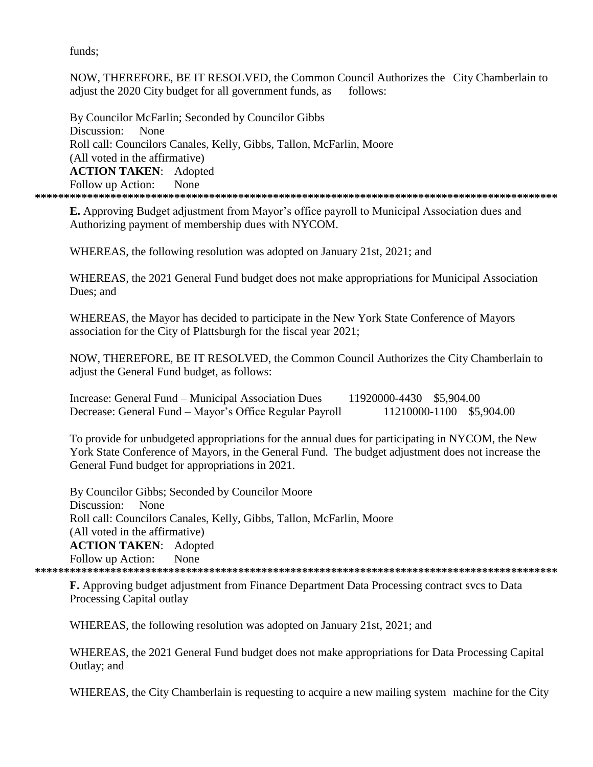funds;

NOW, THEREFORE, BE IT RESOLVED, the Common Council Authorizes the City Chamberlain to adjust the 2020 City budget for all government funds, as follows:

By Councilor McFarlin; Seconded by Councilor Gibbs
Discussion: None
Roll call: Councilors Canales, Kelly, Gibbs, Tallon, McFarlin, Moore
(All voted in the affirmative)
**ACTION TAKEN**: Adopted
Follow up Action: None

******************************************************************************************

**E.** Approving Budget adjustment from Mayor's office payroll to Municipal Association dues and Authorizing payment of membership dues with NYCOM.

WHEREAS, the following resolution was adopted on January 21st, 2021; and

WHEREAS, the 2021 General Fund budget does not make appropriations for Municipal Association Dues; and

WHEREAS, the Mayor has decided to participate in the New York State Conference of Mayors association for the City of Plattsburgh for the fiscal year 2021;

NOW, THEREFORE, BE IT RESOLVED, the Common Council Authorizes the City Chamberlain to adjust the General Fund budget, as follows:

Increase: General Fund – Municipal Association Dues 11920000-4430 $5,904.00
Decrease: General Fund – Mayor's Office Regular Payroll 11210000-1100 $5,904.00

To provide for unbudgeted appropriations for the annual dues for participating in NYCOM, the New York State Conference of Mayors, in the General Fund. The budget adjustment does not increase the General Fund budget for appropriations in 2021.

By Councilor Gibbs; Seconded by Councilor Moore
Discussion: None
Roll call: Councilors Canales, Kelly, Gibbs, Tallon, McFarlin, Moore
(All voted in the affirmative)
**ACTION TAKEN**: Adopted
Follow up Action: None

******************************************************************************************

**F.** Approving budget adjustment from Finance Department Data Processing contract svcs to Data Processing Capital outlay

WHEREAS, the following resolution was adopted on January 21st, 2021; and

WHEREAS, the 2021 General Fund budget does not make appropriations for Data Processing Capital Outlay; and

WHEREAS, the City Chamberlain is requesting to acquire a new mailing system machine for the City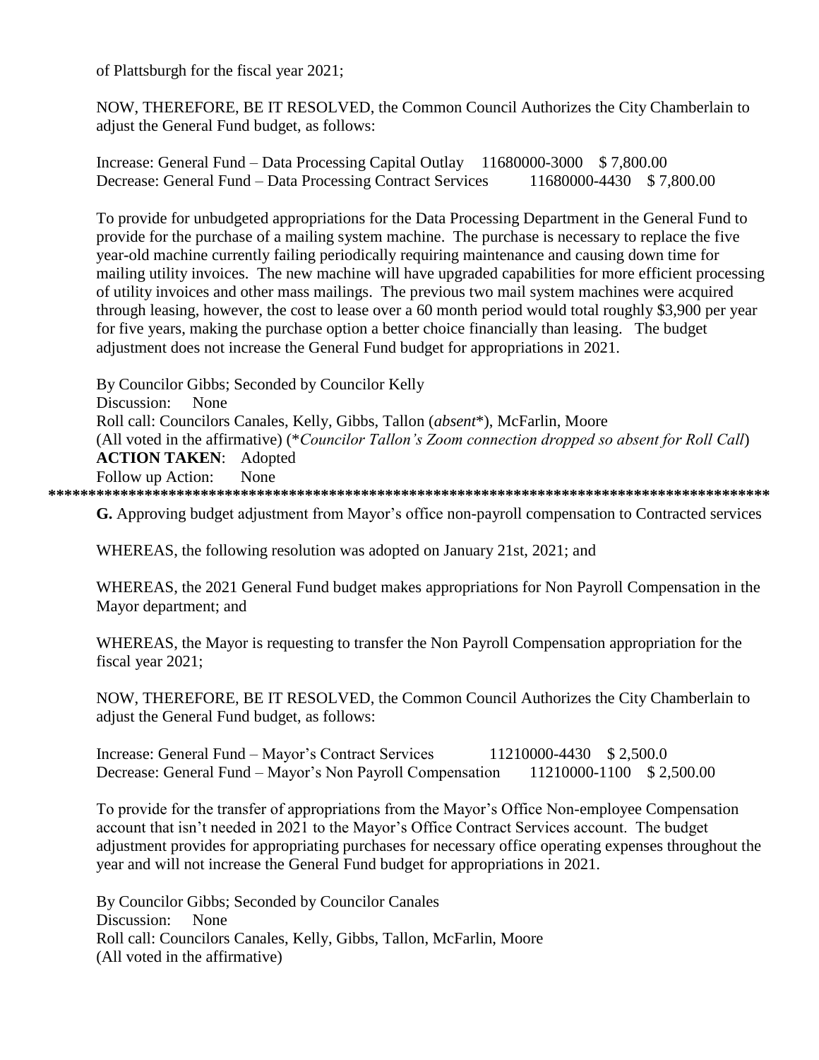of Plattsburgh for the fiscal year 2021;

NOW, THEREFORE, BE IT RESOLVED, the Common Council Authorizes the City Chamberlain to adjust the General Fund budget, as follows:

Increase: General Fund – Data Processing Capital Outlay 11680000-3000 $ 7,800.00
Decrease: General Fund – Data Processing Contract Services 11680000-4430 $ 7,800.00

To provide for unbudgeted appropriations for the Data Processing Department in the General Fund to provide for the purchase of a mailing system machine. The purchase is necessary to replace the five year-old machine currently failing periodically requiring maintenance and causing down time for mailing utility invoices. The new machine will have upgraded capabilities for more efficient processing of utility invoices and other mass mailings. The previous two mail system machines were acquired through leasing, however, the cost to lease over a 60 month period would total roughly $3,900 per year for five years, making the purchase option a better choice financially than leasing. The budget adjustment does not increase the General Fund budget for appropriations in 2021.

By Councilor Gibbs; Seconded by Councilor Kelly
Discussion: None
Roll call: Councilors Canales, Kelly, Gibbs, Tallon (*absent**), McFarlin, Moore
(All voted in the affirmative) (*\*Councilor Tallon's Zoom connection dropped so absent for Roll Call*)
**ACTION TAKEN**: Adopted
Follow up Action: None

******************************************************************************************

**G.** Approving budget adjustment from Mayor's office non-payroll compensation to Contracted services

WHEREAS, the following resolution was adopted on January 21st, 2021; and

WHEREAS, the 2021 General Fund budget makes appropriations for Non Payroll Compensation in the Mayor department; and

WHEREAS, the Mayor is requesting to transfer the Non Payroll Compensation appropriation for the fiscal year 2021;

NOW, THEREFORE, BE IT RESOLVED, the Common Council Authorizes the City Chamberlain to adjust the General Fund budget, as follows:

Increase: General Fund – Mayor's Contract Services 11210000-4430 $ 2,500.0
Decrease: General Fund – Mayor's Non Payroll Compensation 11210000-1100 $ 2,500.00

To provide for the transfer of appropriations from the Mayor's Office Non-employee Compensation account that isn't needed in 2021 to the Mayor's Office Contract Services account. The budget adjustment provides for appropriating purchases for necessary office operating expenses throughout the year and will not increase the General Fund budget for appropriations in 2021.

By Councilor Gibbs; Seconded by Councilor Canales
Discussion: None
Roll call: Councilors Canales, Kelly, Gibbs, Tallon, McFarlin, Moore
(All voted in the affirmative)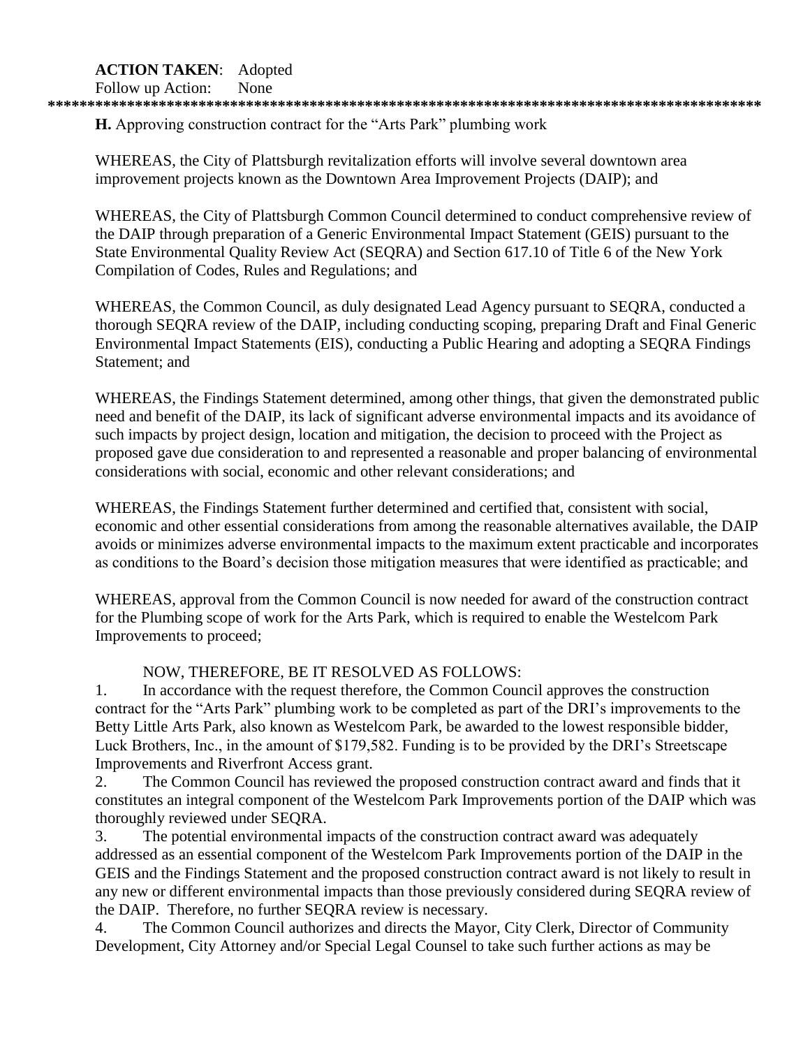**ACTION TAKEN**: Adopted
Follow up Action: None

******************************************************************************************

**H.** Approving construction contract for the "Arts Park" plumbing work

WHEREAS, the City of Plattsburgh revitalization efforts will involve several downtown area improvement projects known as the Downtown Area Improvement Projects (DAIP); and

WHEREAS, the City of Plattsburgh Common Council determined to conduct comprehensive review of the DAIP through preparation of a Generic Environmental Impact Statement (GEIS) pursuant to the State Environmental Quality Review Act (SEQRA) and Section 617.10 of Title 6 of the New York Compilation of Codes, Rules and Regulations; and

WHEREAS, the Common Council, as duly designated Lead Agency pursuant to SEQRA, conducted a thorough SEQRA review of the DAIP, including conducting scoping, preparing Draft and Final Generic Environmental Impact Statements (EIS), conducting a Public Hearing and adopting a SEQRA Findings Statement; and

WHEREAS, the Findings Statement determined, among other things, that given the demonstrated public need and benefit of the DAIP, its lack of significant adverse environmental impacts and its avoidance of such impacts by project design, location and mitigation, the decision to proceed with the Project as proposed gave due consideration to and represented a reasonable and proper balancing of environmental considerations with social, economic and other relevant considerations; and

WHEREAS, the Findings Statement further determined and certified that, consistent with social, economic and other essential considerations from among the reasonable alternatives available, the DAIP avoids or minimizes adverse environmental impacts to the maximum extent practicable and incorporates as conditions to the Board's decision those mitigation measures that were identified as practicable; and

WHEREAS, approval from the Common Council is now needed for award of the construction contract for the Plumbing scope of work for the Arts Park, which is required to enable the Westelcom Park Improvements to proceed;

NOW, THEREFORE, BE IT RESOLVED AS FOLLOWS:

1. In accordance with the request therefore, the Common Council approves the construction contract for the "Arts Park" plumbing work to be completed as part of the DRI's improvements to the Betty Little Arts Park, also known as Westelcom Park, be awarded to the lowest responsible bidder, Luck Brothers, Inc., in the amount of $179,582. Funding is to be provided by the DRI's Streetscape Improvements and Riverfront Access grant.
2. The Common Council has reviewed the proposed construction contract award and finds that it constitutes an integral component of the Westelcom Park Improvements portion of the DAIP which was thoroughly reviewed under SEQRA.
3. The potential environmental impacts of the construction contract award was adequately addressed as an essential component of the Westelcom Park Improvements portion of the DAIP in the GEIS and the Findings Statement and the proposed construction contract award is not likely to result in any new or different environmental impacts than those previously considered during SEQRA review of the DAIP. Therefore, no further SEQRA review is necessary.
4. The Common Council authorizes and directs the Mayor, City Clerk, Director of Community Development, City Attorney and/or Special Legal Counsel to take such further actions as may be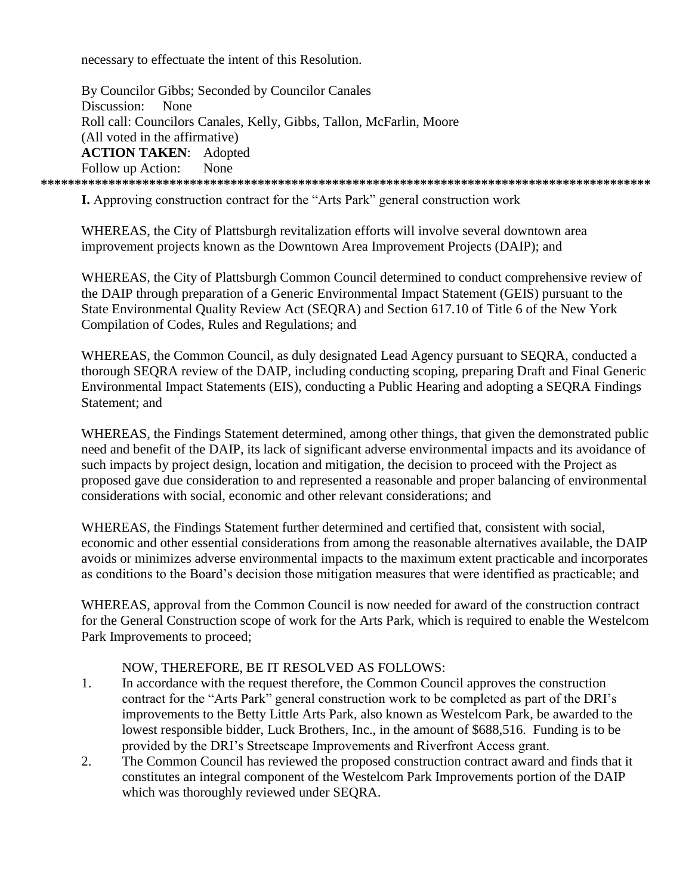necessary to effectuate the intent of this Resolution.

By Councilor Gibbs; Seconded by Councilor Canales
Discussion: None
Roll call: Councilors Canales, Kelly, Gibbs, Tallon, McFarlin, Moore
(All voted in the affirmative)
**ACTION TAKEN**: Adopted
Follow up Action: None

*******************************************************************************************

**I.** Approving construction contract for the "Arts Park" general construction work

WHEREAS, the City of Plattsburgh revitalization efforts will involve several downtown area improvement projects known as the Downtown Area Improvement Projects (DAIP); and

WHEREAS, the City of Plattsburgh Common Council determined to conduct comprehensive review of the DAIP through preparation of a Generic Environmental Impact Statement (GEIS) pursuant to the State Environmental Quality Review Act (SEQRA) and Section 617.10 of Title 6 of the New York Compilation of Codes, Rules and Regulations; and

WHEREAS, the Common Council, as duly designated Lead Agency pursuant to SEQRA, conducted a thorough SEQRA review of the DAIP, including conducting scoping, preparing Draft and Final Generic Environmental Impact Statements (EIS), conducting a Public Hearing and adopting a SEQRA Findings Statement; and

WHEREAS, the Findings Statement determined, among other things, that given the demonstrated public need and benefit of the DAIP, its lack of significant adverse environmental impacts and its avoidance of such impacts by project design, location and mitigation, the decision to proceed with the Project as proposed gave due consideration to and represented a reasonable and proper balancing of environmental considerations with social, economic and other relevant considerations; and

WHEREAS, the Findings Statement further determined and certified that, consistent with social, economic and other essential considerations from among the reasonable alternatives available, the DAIP avoids or minimizes adverse environmental impacts to the maximum extent practicable and incorporates as conditions to the Board's decision those mitigation measures that were identified as practicable; and

WHEREAS, approval from the Common Council is now needed for award of the construction contract for the General Construction scope of work for the Arts Park, which is required to enable the Westelcom Park Improvements to proceed;

NOW, THEREFORE, BE IT RESOLVED AS FOLLOWS:

1. In accordance with the request therefore, the Common Council approves the construction contract for the "Arts Park" general construction work to be completed as part of the DRI's improvements to the Betty Little Arts Park, also known as Westelcom Park, be awarded to the lowest responsible bidder, Luck Brothers, Inc., in the amount of $688,516. Funding is to be provided by the DRI's Streetscape Improvements and Riverfront Access grant.
2. The Common Council has reviewed the proposed construction contract award and finds that it constitutes an integral component of the Westelcom Park Improvements portion of the DAIP which was thoroughly reviewed under SEQRA.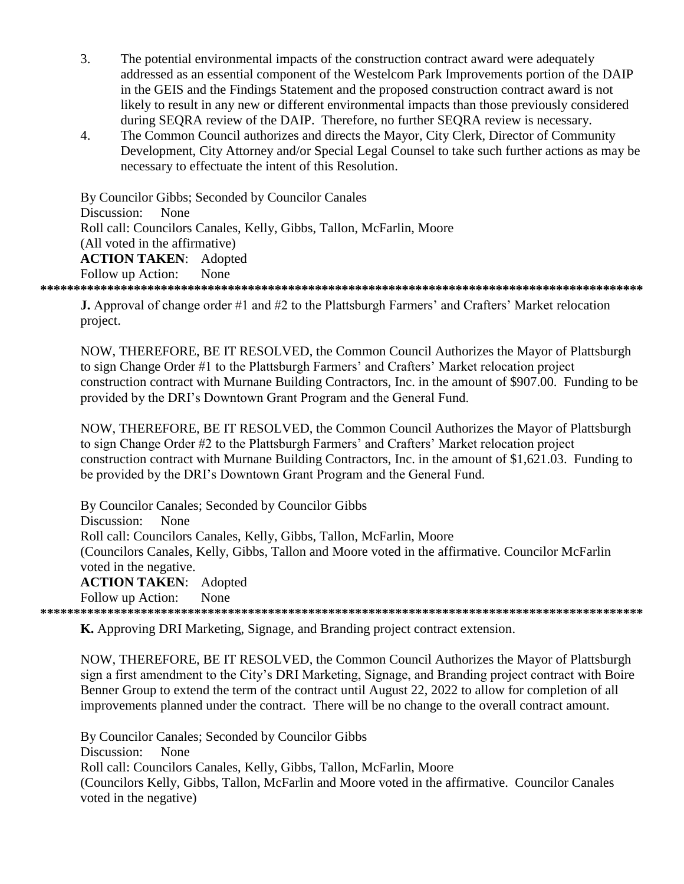3. The potential environmental impacts of the construction contract award were adequately addressed as an essential component of the Westelcom Park Improvements portion of the DAIP in the GEIS and the Findings Statement and the proposed construction contract award is not likely to result in any new or different environmental impacts than those previously considered during SEQRA review of the DAIP. Therefore, no further SEQRA review is necessary.
4. The Common Council authorizes and directs the Mayor, City Clerk, Director of Community Development, City Attorney and/or Special Legal Counsel to take such further actions as may be necessary to effectuate the intent of this Resolution.

By Councilor Gibbs; Seconded by Councilor Canales
Discussion: None
Roll call: Councilors Canales, Kelly, Gibbs, Tallon, McFarlin, Moore
(All voted in the affirmative)
**ACTION TAKEN**: Adopted
Follow up Action: None

*******************************************************************************************

**J.** Approval of change order #1 and #2 to the Plattsburgh Farmers' and Crafters' Market relocation project.

NOW, THEREFORE, BE IT RESOLVED, the Common Council Authorizes the Mayor of Plattsburgh to sign Change Order #1 to the Plattsburgh Farmers' and Crafters' Market relocation project construction contract with Murnane Building Contractors, Inc. in the amount of $907.00. Funding to be provided by the DRI's Downtown Grant Program and the General Fund.

NOW, THEREFORE, BE IT RESOLVED, the Common Council Authorizes the Mayor of Plattsburgh to sign Change Order #2 to the Plattsburgh Farmers' and Crafters' Market relocation project construction contract with Murnane Building Contractors, Inc. in the amount of $1,621.03. Funding to be provided by the DRI's Downtown Grant Program and the General Fund.

By Councilor Canales; Seconded by Councilor Gibbs
Discussion: None
Roll call: Councilors Canales, Kelly, Gibbs, Tallon, McFarlin, Moore
(Councilors Canales, Kelly, Gibbs, Tallon and Moore voted in the affirmative. Councilor McFarlin voted in the negative.
**ACTION TAKEN**: Adopted
Follow up Action: None

*******************************************************************************************

**K.** Approving DRI Marketing, Signage, and Branding project contract extension.

NOW, THEREFORE, BE IT RESOLVED, the Common Council Authorizes the Mayor of Plattsburgh sign a first amendment to the City's DRI Marketing, Signage, and Branding project contract with Boire Benner Group to extend the term of the contract until August 22, 2022 to allow for completion of all improvements planned under the contract. There will be no change to the overall contract amount.

By Councilor Canales; Seconded by Councilor Gibbs
Discussion: None
Roll call: Councilors Canales, Kelly, Gibbs, Tallon, McFarlin, Moore
(Councilors Kelly, Gibbs, Tallon, McFarlin and Moore voted in the affirmative. Councilor Canales voted in the negative)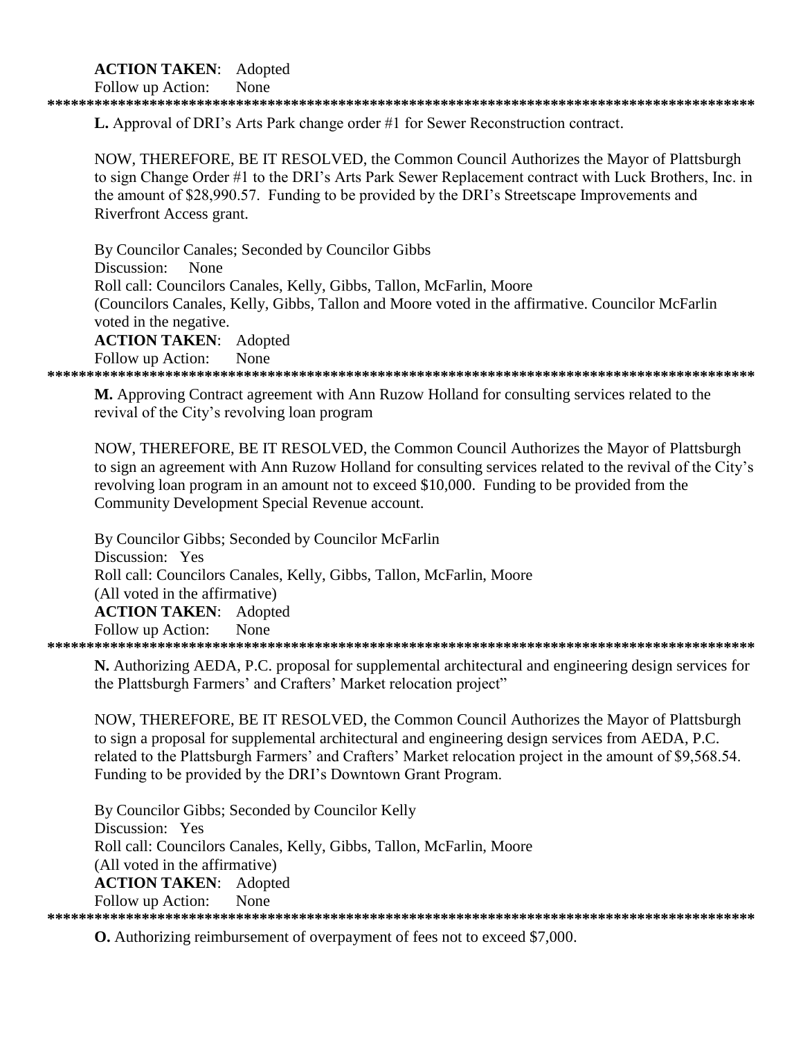**ACTION TAKEN**: Adopted
Follow up Action: None

*******************************************************************************************

**L.** Approval of DRI's Arts Park change order #1 for Sewer Reconstruction contract.

NOW, THEREFORE, BE IT RESOLVED, the Common Council Authorizes the Mayor of Plattsburgh to sign Change Order #1 to the DRI's Arts Park Sewer Replacement contract with Luck Brothers, Inc. in the amount of $28,990.57. Funding to be provided by the DRI's Streetscape Improvements and Riverfront Access grant.

By Councilor Canales; Seconded by Councilor Gibbs
Discussion: None
Roll call: Councilors Canales, Kelly, Gibbs, Tallon, McFarlin, Moore
(Councilors Canales, Kelly, Gibbs, Tallon and Moore voted in the affirmative. Councilor McFarlin voted in the negative.
**ACTION TAKEN**: Adopted
Follow up Action: None

*******************************************************************************************

**M.** Approving Contract agreement with Ann Ruzow Holland for consulting services related to the revival of the City's revolving loan program

NOW, THEREFORE, BE IT RESOLVED, the Common Council Authorizes the Mayor of Plattsburgh to sign an agreement with Ann Ruzow Holland for consulting services related to the revival of the City's revolving loan program in an amount not to exceed $10,000. Funding to be provided from the Community Development Special Revenue account.

By Councilor Gibbs; Seconded by Councilor McFarlin
Discussion: Yes
Roll call: Councilors Canales, Kelly, Gibbs, Tallon, McFarlin, Moore
(All voted in the affirmative)
**ACTION TAKEN**: Adopted
Follow up Action: None

*******************************************************************************************

**N.** Authorizing AEDA, P.C. proposal for supplemental architectural and engineering design services for the Plattsburgh Farmers' and Crafters' Market relocation project"

NOW, THEREFORE, BE IT RESOLVED, the Common Council Authorizes the Mayor of Plattsburgh to sign a proposal for supplemental architectural and engineering design services from AEDA, P.C. related to the Plattsburgh Farmers' and Crafters' Market relocation project in the amount of $9,568.54. Funding to be provided by the DRI's Downtown Grant Program.

By Councilor Gibbs; Seconded by Councilor Kelly
Discussion: Yes
Roll call: Councilors Canales, Kelly, Gibbs, Tallon, McFarlin, Moore
(All voted in the affirmative)
**ACTION TAKEN**: Adopted
Follow up Action: None

*******************************************************************************************

**O.** Authorizing reimbursement of overpayment of fees not to exceed $7,000.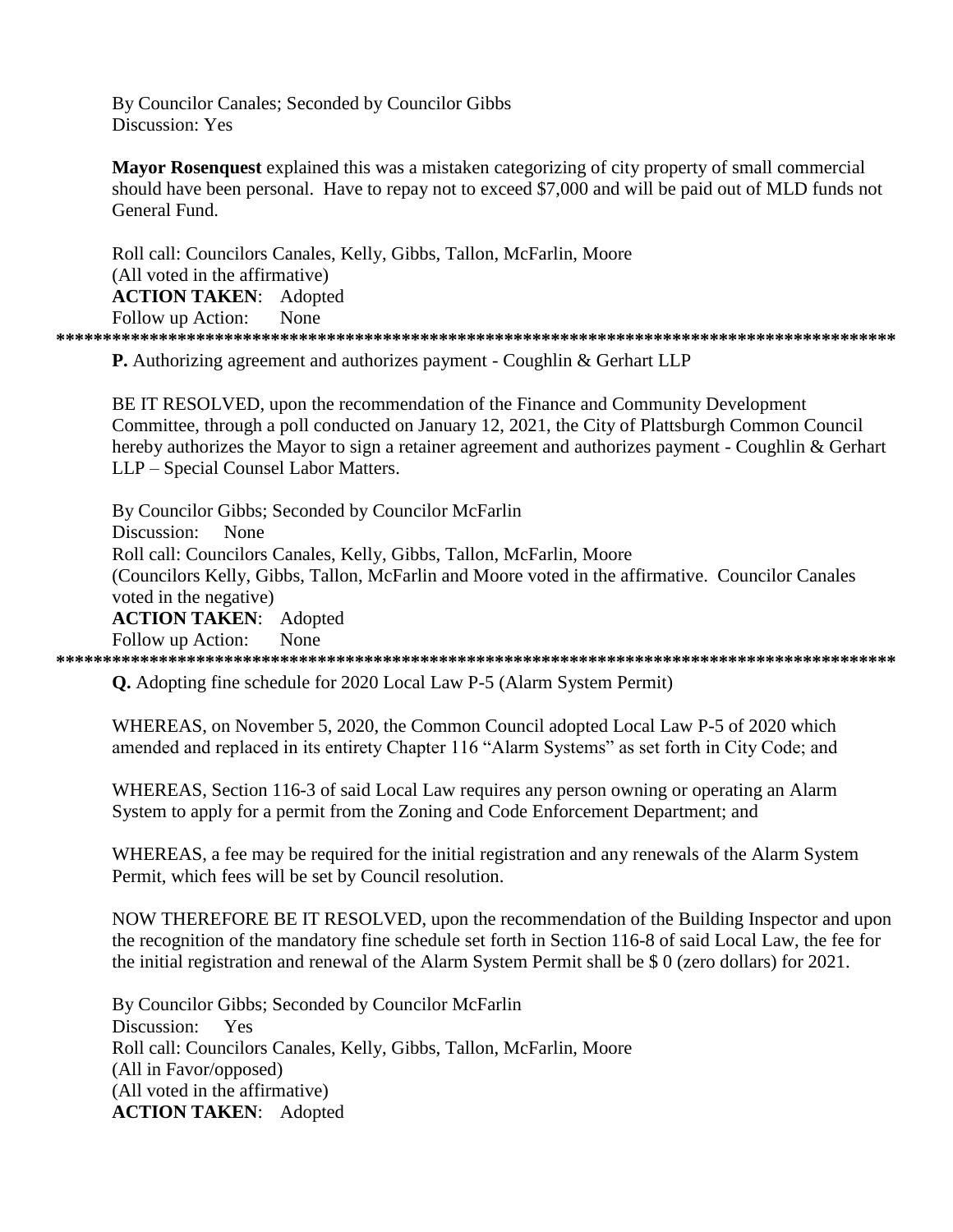By Councilor Canales; Seconded by Councilor Gibbs
Discussion: Yes

**Mayor Rosenquest** explained this was a mistaken categorizing of city property of small commercial should have been personal. Have to repay not to exceed $7,000 and will be paid out of MLD funds not General Fund.

Roll call: Councilors Canales, Kelly, Gibbs, Tallon, McFarlin, Moore
(All voted in the affirmative)
**ACTION TAKEN**: Adopted
Follow up Action: None

******************************************************************************************

**P.** Authorizing agreement and authorizes payment - Coughlin & Gerhart LLP

BE IT RESOLVED, upon the recommendation of the Finance and Community Development Committee, through a poll conducted on January 12, 2021, the City of Plattsburgh Common Council hereby authorizes the Mayor to sign a retainer agreement and authorizes payment - Coughlin & Gerhart LLP – Special Counsel Labor Matters.

By Councilor Gibbs; Seconded by Councilor McFarlin
Discussion: None
Roll call: Councilors Canales, Kelly, Gibbs, Tallon, McFarlin, Moore
(Councilors Kelly, Gibbs, Tallon, McFarlin and Moore voted in the affirmative. Councilor Canales voted in the negative)
**ACTION TAKEN**: Adopted
Follow up Action: None

******************************************************************************************

**Q.** Adopting fine schedule for 2020 Local Law P-5 (Alarm System Permit)

WHEREAS, on November 5, 2020, the Common Council adopted Local Law P-5 of 2020 which amended and replaced in its entirety Chapter 116 "Alarm Systems" as set forth in City Code; and

WHEREAS, Section 116-3 of said Local Law requires any person owning or operating an Alarm System to apply for a permit from the Zoning and Code Enforcement Department; and

WHEREAS, a fee may be required for the initial registration and any renewals of the Alarm System Permit, which fees will be set by Council resolution.

NOW THEREFORE BE IT RESOLVED, upon the recommendation of the Building Inspector and upon the recognition of the mandatory fine schedule set forth in Section 116-8 of said Local Law, the fee for the initial registration and renewal of the Alarm System Permit shall be $ 0 (zero dollars) for 2021.

By Councilor Gibbs; Seconded by Councilor McFarlin
Discussion: Yes
Roll call: Councilors Canales, Kelly, Gibbs, Tallon, McFarlin, Moore
(All in Favor/opposed)
(All voted in the affirmative)
**ACTION TAKEN**: Adopted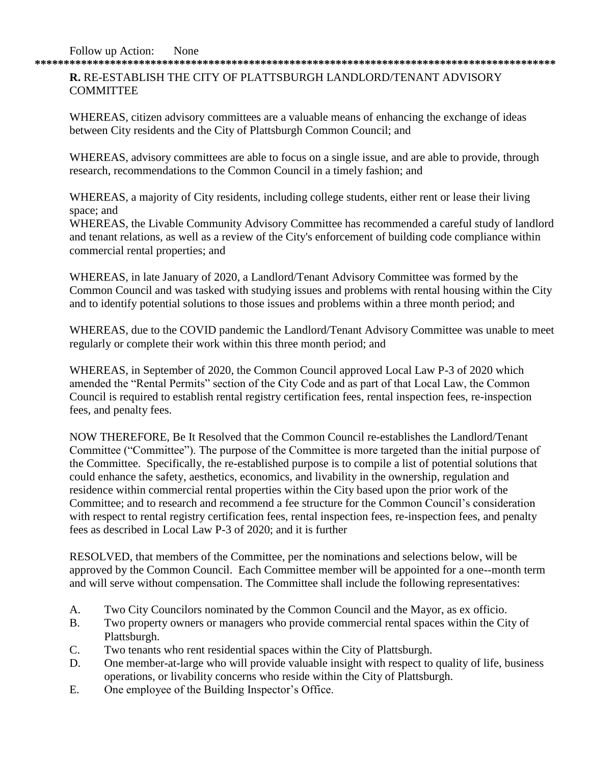Follow up Action: None

*****************************************************************************************

**R.** RE-ESTABLISH THE CITY OF PLATTSBURGH LANDLORD/TENANT ADVISORY COMMITTEE

WHEREAS, citizen advisory committees are a valuable means of enhancing the exchange of ideas between City residents and the City of Plattsburgh Common Council; and

WHEREAS, advisory committees are able to focus on a single issue, and are able to provide, through research, recommendations to the Common Council in a timely fashion; and

WHEREAS, a majority of City residents, including college students, either rent or lease their living space; and

WHEREAS, the Livable Community Advisory Committee has recommended a careful study of landlord and tenant relations, as well as a review of the City's enforcement of building code compliance within commercial rental properties; and

WHEREAS, in late January of 2020, a Landlord/Tenant Advisory Committee was formed by the Common Council and was tasked with studying issues and problems with rental housing within the City and to identify potential solutions to those issues and problems within a three month period; and

WHEREAS, due to the COVID pandemic the Landlord/Tenant Advisory Committee was unable to meet regularly or complete their work within this three month period; and

WHEREAS, in September of 2020, the Common Council approved Local Law P-3 of 2020 which amended the "Rental Permits" section of the City Code and as part of that Local Law, the Common Council is required to establish rental registry certification fees, rental inspection fees, re-inspection fees, and penalty fees.

NOW THEREFORE, Be It Resolved that the Common Council re-establishes the Landlord/Tenant Committee ("Committee"). The purpose of the Committee is more targeted than the initial purpose of the Committee. Specifically, the re-established purpose is to compile a list of potential solutions that could enhance the safety, aesthetics, economics, and livability in the ownership, regulation and residence within commercial rental properties within the City based upon the prior work of the Committee; and to research and recommend a fee structure for the Common Council's consideration with respect to rental registry certification fees, rental inspection fees, re-inspection fees, and penalty fees as described in Local Law P-3 of 2020; and it is further

RESOLVED, that members of the Committee, per the nominations and selections below, will be approved by the Common Council. Each Committee member will be appointed for a one--month term and will serve without compensation. The Committee shall include the following representatives:

A. Two City Councilors nominated by the Common Council and the Mayor, as ex officio.
B. Two property owners or managers who provide commercial rental spaces within the City of Plattsburgh.
C. Two tenants who rent residential spaces within the City of Plattsburgh.
D. One member-at-large who will provide valuable insight with respect to quality of life, business operations, or livability concerns who reside within the City of Plattsburgh.
E. One employee of the Building Inspector's Office.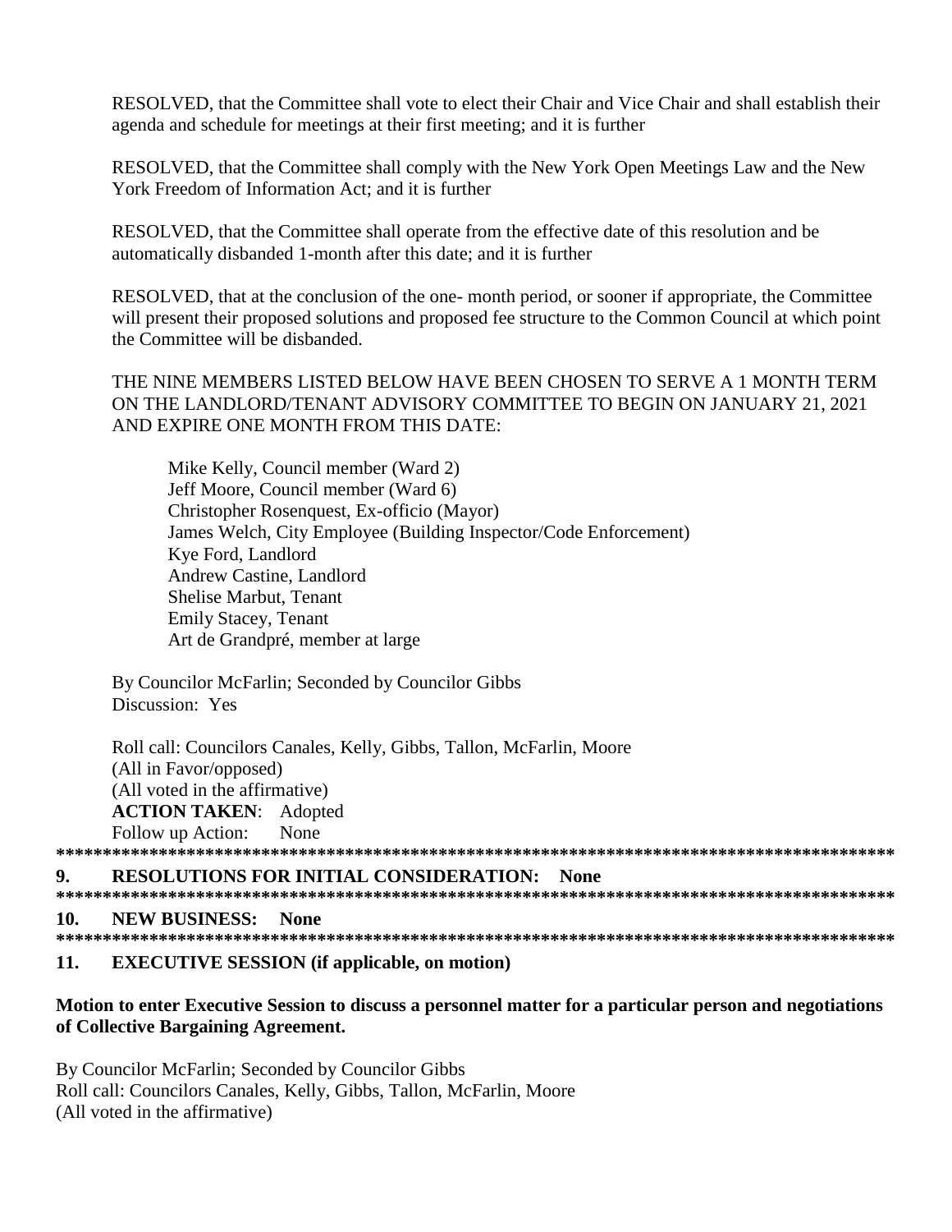RESOLVED, that the Committee shall vote to elect their Chair and Vice Chair and shall establish their agenda and schedule for meetings at their first meeting; and it is further

RESOLVED, that the Committee shall comply with the New York Open Meetings Law and the New York Freedom of Information Act; and it is further

RESOLVED, that the Committee shall operate from the effective date of this resolution and be automatically disbanded 1-month after this date; and it is further

RESOLVED, that at the conclusion of the one- month period, or sooner if appropriate, the Committee will present their proposed solutions and proposed fee structure to the Common Council at which point the Committee will be disbanded.

THE NINE MEMBERS LISTED BELOW HAVE BEEN CHOSEN TO SERVE A 1 MONTH TERM ON THE LANDLORD/TENANT ADVISORY COMMITTEE TO BEGIN ON JANUARY 21, 2021 AND EXPIRE ONE MONTH FROM THIS DATE:

Mike Kelly, Council member (Ward 2)
Jeff Moore, Council member (Ward 6)
Christopher Rosenquest, Ex-officio (Mayor)
James Welch, City Employee (Building Inspector/Code Enforcement)
Kye Ford, Landlord
Andrew Castine, Landlord
Shelise Marbut, Tenant
Emily Stacey, Tenant
Art de Grandpré, member at large

By Councilor McFarlin; Seconded by Councilor Gibbs
Discussion: Yes

Roll call: Councilors Canales, Kelly, Gibbs, Tallon, McFarlin, Moore
(All in Favor/opposed)
(All voted in the affirmative)
**ACTION TAKEN**: Adopted
Follow up Action: None

******************************************************************************************

## 9. RESOLUTIONS FOR INITIAL CONSIDERATION: None

******************************************************************************************

## 10. NEW BUSINESS: None

******************************************************************************************

## 11. EXECUTIVE SESSION (if applicable, on motion)

**Motion to enter Executive Session to discuss a personnel matter for a particular person and negotiations of Collective Bargaining Agreement.**

By Councilor McFarlin; Seconded by Councilor Gibbs
Roll call: Councilors Canales, Kelly, Gibbs, Tallon, McFarlin, Moore
(All voted in the affirmative)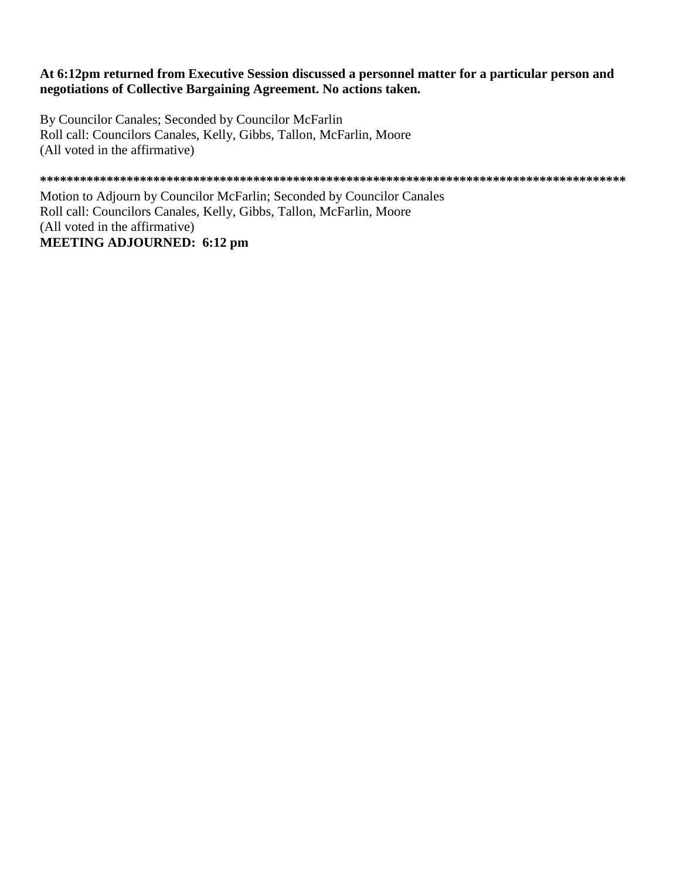**At 6:12pm returned from Executive Session discussed a personnel matter for a particular person and negotiations of Collective Bargaining Agreement. No actions taken.**

By Councilor Canales; Seconded by Councilor McFarlin  
Roll call: Councilors Canales, Kelly, Gibbs, Tallon, McFarlin, Moore  
(All voted in the affirmative)

**************************************************************************************

Motion to Adjourn by Councilor McFarlin; Seconded by Councilor Canales  
Roll call: Councilors Canales, Kelly, Gibbs, Tallon, McFarlin, Moore  
(All voted in the affirmative)  
**MEETING ADJOURNED: 6:12 pm**